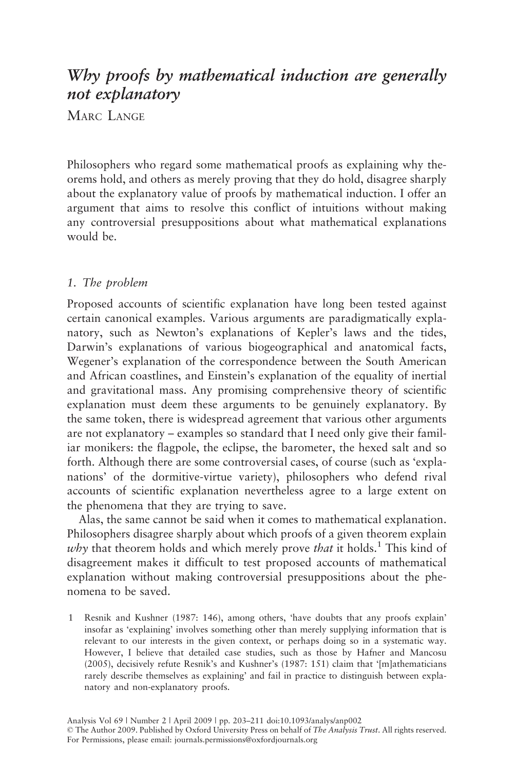# *Why proofs by mathematical induction are generally not explanatory*

MARC LANGE

Philosophers who regard some mathematical proofs as explaining why theorems hold, and others as merely proving that they do hold, disagree sharply about the explanatory value of proofs by mathematical induction. I offer an argument that aims to resolve this conflict of intuitions without making any controversial presuppositions about what mathematical explanations would be.

## *1. The problem*

Proposed accounts of scientific explanation have long been tested against certain canonical examples. Various arguments are paradigmatically explanatory, such as Newton's explanations of Kepler's laws and the tides, Darwin's explanations of various biogeographical and anatomical facts, Wegener's explanation of the correspondence between the South American and African coastlines, and Einstein's explanation of the equality of inertial and gravitational mass. Any promising comprehensive theory of scientific explanation must deem these arguments to be genuinely explanatory. By the same token, there is widespread agreement that various other arguments are not explanatory – examples so standard that I need only give their familiar monikers: the flagpole, the eclipse, the barometer, the hexed salt and so forth. Although there are some controversial cases, of course (such as 'explanations' of the dormitive-virtue variety), philosophers who defend rival accounts of scientific explanation nevertheless agree to a large extent on the phenomena that they are trying to save.

Alas, the same cannot be said when it comes to mathematical explanation. Philosophers disagree sharply about which proofs of a given theorem explain *why* that theorem holds and which merely prove *that* it holds.[1] This kind of disagreement makes it difficult to test proposed accounts of mathematical explanation without making controversial presuppositions about the phenomena to be saved.

1 Resnik and Kushner (1987: 146), among others, 'have doubts that any proofs explain' insofar as 'explaining' involves something other than merely supplying information that is relevant to our interests in the given context, or perhaps doing so in a systematic way. However, I believe that detailed case studies, such as those by Hafner and Mancosu (2005), decisively refute Resnik's and Kushner's (1987: 151) claim that '[m]athematicians rarely describe themselves as explaining' and fail in practice to distinguish between explanatory and non-explanatory proofs.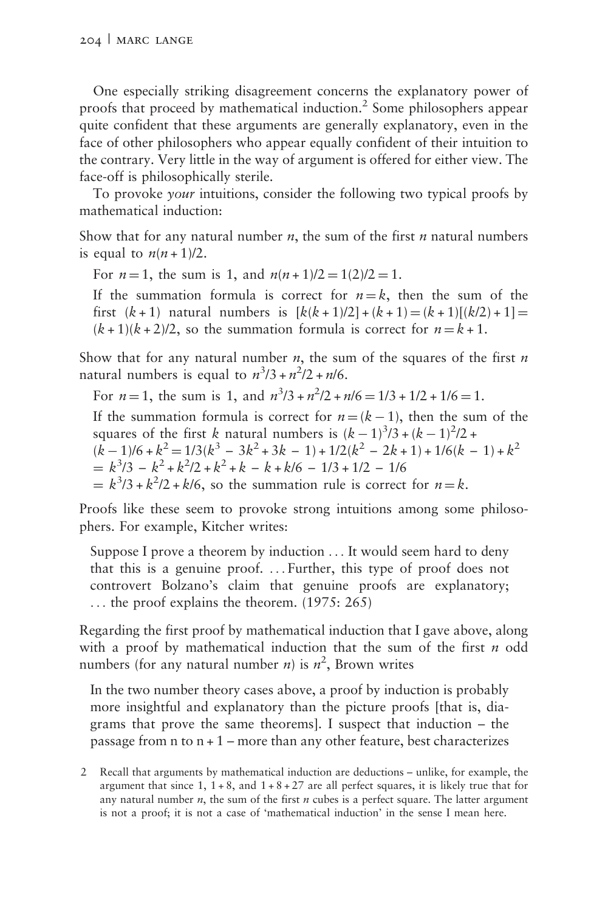One especially striking disagreement concerns the explanatory power of proofs that proceed by mathematical induction.[2] Some philosophers appear quite confident that these arguments are generally explanatory, even in the face of other philosophers who appear equally confident of their intuition to the contrary. Very little in the way of argument is offered for either view. The face-off is philosophically sterile.

To provoke *your* intuitions, consider the following two typical proofs by mathematical induction:

Show that for any natural number $n$, the sum of the first $n$ natural numbers is equal to $n(n+1)/2$.

> For $n=1$, the sum is 1, and $n(n+1)/2 = 1(2)/2 = 1$.
>
> If the summation formula is correct for $n=k$, then the sum of the first $(k+1)$ natural numbers is $[k(k+1)/2] + (k+1) = (k+1)[(k/2)+1] = (k+1)(k+2)/2$, so the summation formula is correct for $n=k+1$.

Show that for any natural number $n$, the sum of the squares of the first $n$ natural numbers is equal to $n^3/3 + n^2/2 + n/6$.

> For $n=1$, the sum is 1, and $n^3/3 + n^2/2 + n/6 = 1/3 + 1/2 + 1/6 = 1$.
>
> If the summation formula is correct for $n=(k-1)$, then the sum of the squares of the first $k$ natural numbers is $(k-1)^3/3 + (k-1)^2/2 + (k-1)/6 + k^2 = 1/3(k^3 - 3k^2 + 3k - 1) + 1/2(k^2 - 2k + 1) + 1/6(k-1) + k^2$
> $= k^3/3 - k^2 + k^2/2 + k^2 + k - k + k/6 - 1/3 + 1/2 - 1/6$
> $= k^3/3 + k^2/2 + k/6$, so the summation rule is correct for $n=k$.

Proofs like these seem to provoke strong intuitions among some philosophers. For example, Kitcher writes:

> Suppose I prove a theorem by induction ... It would seem hard to deny that this is a genuine proof. ... Further, this type of proof does not controvert Bolzano's claim that genuine proofs are explanatory; ... the proof explains the theorem. (1975: 265)

Regarding the first proof by mathematical induction that I gave above, along with a proof by mathematical induction that the sum of the first $n$ odd numbers (for any natural number $n$) is $n^2$, Brown writes

> In the two number theory cases above, a proof by induction is probably more insightful and explanatory than the picture proofs [that is, diagrams that prove the same theorems]. I suspect that induction – the passage from n to n + 1 – more than any other feature, best characterizes

2 Recall that arguments by mathematical induction are deductions – unlike, for example, the argument that since 1, 1 + 8, and 1 + 8 + 27 are all perfect squares, it is likely true that for any natural number $n$, the sum of the first $n$ cubes is a perfect square. The latter argument is not a proof; it is not a case of 'mathematical induction' in the sense I mean here.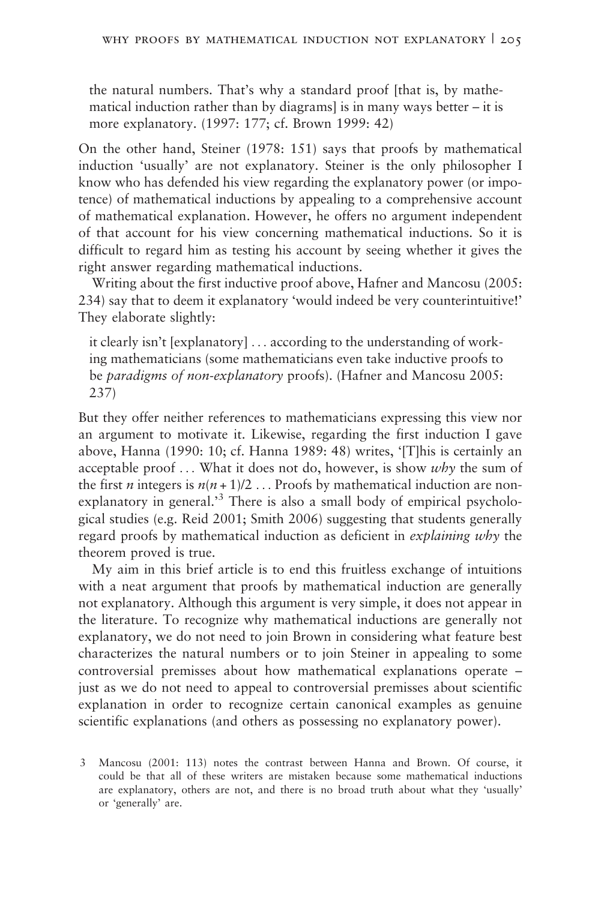> the natural numbers. That's why a standard proof [that is, by mathematical induction rather than by diagrams] is in many ways better – it is more explanatory. (1997: 177; cf. Brown 1999: 42)

On the other hand, Steiner (1978: 151) says that proofs by mathematical induction 'usually' are not explanatory. Steiner is the only philosopher I know who has defended his view regarding the explanatory power (or impotence) of mathematical inductions by appealing to a comprehensive account of mathematical explanation. However, he offers no argument independent of that account for his view concerning mathematical inductions. So it is difficult to regard him as testing his account by seeing whether it gives the right answer regarding mathematical inductions.

Writing about the first inductive proof above, Hafner and Mancosu (2005: 234) say that to deem it explanatory 'would indeed be very counterintuitive!' They elaborate slightly:

> it clearly isn't [explanatory] ... according to the understanding of working mathematicians (some mathematicians even take inductive proofs to be *paradigms of non-explanatory* proofs). (Hafner and Mancosu 2005: 237)

But they offer neither references to mathematicians expressing this view nor an argument to motivate it. Likewise, regarding the first induction I gave above, Hanna (1990: 10; cf. Hanna 1989: 48) writes, '[T]his is certainly an acceptable proof ... What it does not do, however, is show *why* the sum of the first $n$ integers is $n(n + 1)/2$ ... Proofs by mathematical induction are non-explanatory in general.'[3] There is also a small body of empirical psychological studies (e.g. Reid 2001; Smith 2006) suggesting that students generally regard proofs by mathematical induction as deficient in *explaining why* the theorem proved is true.

My aim in this brief article is to end this fruitless exchange of intuitions with a neat argument that proofs by mathematical induction are generally not explanatory. Although this argument is very simple, it does not appear in the literature. To recognize why mathematical inductions are generally not explanatory, we do not need to join Brown in considering what feature best characterizes the natural numbers or to join Steiner in appealing to some controversial premisses about how mathematical explanations operate – just as we do not need to appeal to controversial premisses about scientific explanation in order to recognize certain canonical examples as genuine scientific explanations (and others as possessing no explanatory power).

3 Mancosu (2001: 113) notes the contrast between Hanna and Brown. Of course, it could be that all of these writers are mistaken because some mathematical inductions are explanatory, others are not, and there is no broad truth about what they 'usually' or 'generally' are.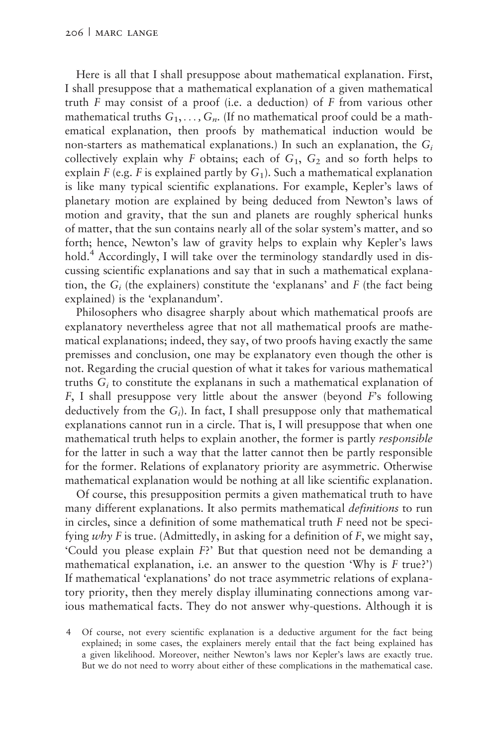Here is all that I shall presuppose about mathematical explanation. First, I shall presuppose that a mathematical explanation of a given mathematical truth $F$ may consist of a proof (i.e. a deduction) of $F$ from various other mathematical truths $G_1, \ldots, G_n$. (If no mathematical proof could be a mathematical explanation, then proofs by mathematical induction would be non-starters as mathematical explanations.) In such an explanation, the $G_i$ collectively explain why $F$ obtains; each of $G_1$, $G_2$ and so forth helps to explain $F$ (e.g. $F$ is explained partly by $G_1$). Such a mathematical explanation is like many typical scientific explanations. For example, Kepler's laws of planetary motion are explained by being deduced from Newton's laws of motion and gravity, that the sun and planets are roughly spherical hunks of matter, that the sun contains nearly all of the solar system's matter, and so forth; hence, Newton's law of gravity helps to explain why Kepler's laws hold.[4] Accordingly, I will take over the terminology standardly used in discussing scientific explanations and say that in such a mathematical explanation, the $G_i$ (the explainers) constitute the 'explanans' and $F$ (the fact being explained) is the 'explanandum'.

Philosophers who disagree sharply about which mathematical proofs are explanatory nevertheless agree that not all mathematical proofs are mathematical explanations; indeed, they say, of two proofs having exactly the same premisses and conclusion, one may be explanatory even though the other is not. Regarding the crucial question of what it takes for various mathematical truths $G_i$ to constitute the explanans in such a mathematical explanation of $F$, I shall presuppose very little about the answer (beyond $F$'s following deductively from the $G_i$). In fact, I shall presuppose only that mathematical explanations cannot run in a circle. That is, I will presuppose that when one mathematical truth helps to explain another, the former is partly *responsible* for the latter in such a way that the latter cannot then be partly responsible for the former. Relations of explanatory priority are asymmetric. Otherwise mathematical explanation would be nothing at all like scientific explanation.

Of course, this presupposition permits a given mathematical truth to have many different explanations. It also permits mathematical *definitions* to run in circles, since a definition of some mathematical truth $F$ need not be specifying *why* $F$ is true. (Admittedly, in asking for a definition of $F$, we might say, 'Could you please explain $F$?' But that question need not be demanding a mathematical explanation, i.e. an answer to the question 'Why is $F$ true?') If mathematical 'explanations' do not trace asymmetric relations of explanatory priority, then they merely display illuminating connections among various mathematical facts. They do not answer why-questions. Although it is

4 Of course, not every scientific explanation is a deductive argument for the fact being explained; in some cases, the explainers merely entail that the fact being explained has a given likelihood. Moreover, neither Newton's laws nor Kepler's laws are exactly true. But we do not need to worry about either of these complications in the mathematical case.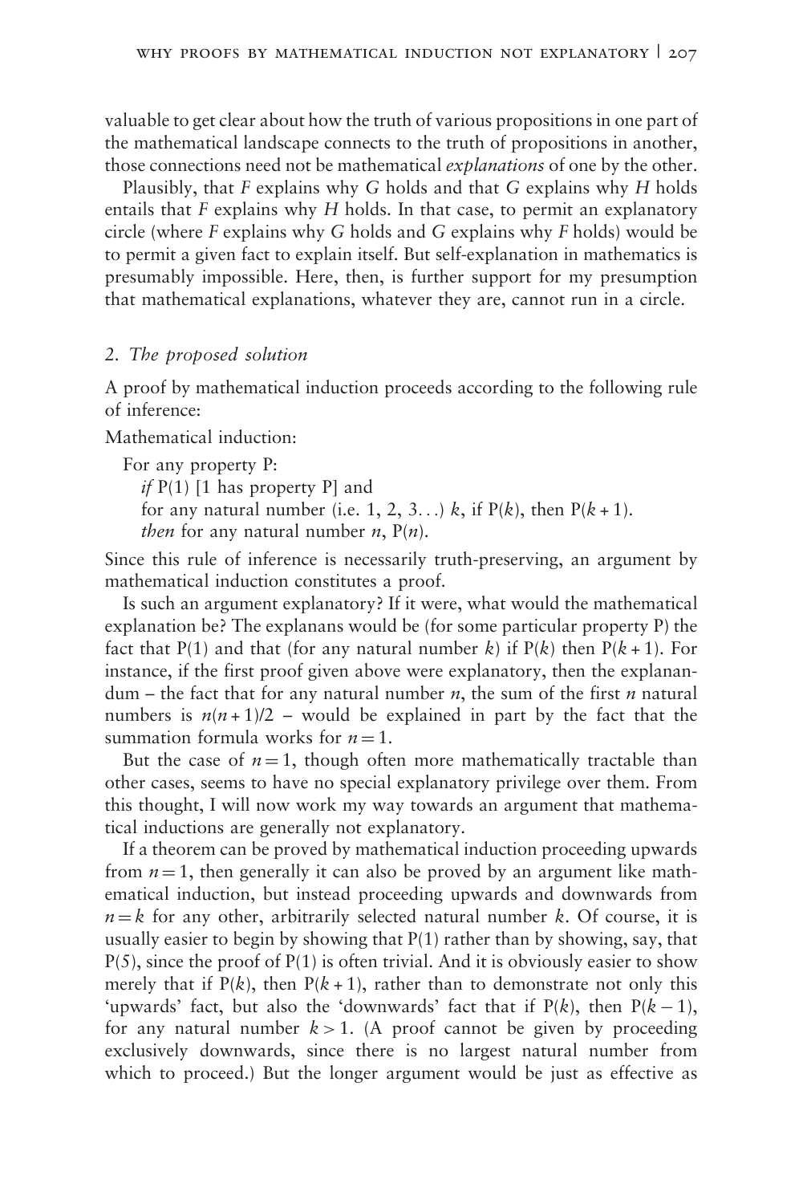valuable to get clear about how the truth of various propositions in one part of the mathematical landscape connects to the truth of propositions in another, those connections need not be mathematical *explanations* of one by the other.

Plausibly, that $F$ explains why $G$ holds and that $G$ explains why $H$ holds entails that $F$ explains why $H$ holds. In that case, to permit an explanatory circle (where $F$ explains why $G$ holds and $G$ explains why $F$ holds) would be to permit a given fact to explain itself. But self-explanation in mathematics is presumably impossible. Here, then, is further support for my presumption that mathematical explanations, whatever they are, cannot run in a circle.

## 2. *The proposed solution*

A proof by mathematical induction proceeds according to the following rule of inference:

Mathematical induction:

> For any property P:
> *if* P(1) [1 has property P] and
> for any natural number (i.e. 1, 2, 3…) $k$, if P($k$), then P($k+1$).
> *then* for any natural number $n$, P($n$).

Since this rule of inference is necessarily truth-preserving, an argument by mathematical induction constitutes a proof.

Is such an argument explanatory? If it were, what would the mathematical explanation be? The explanans would be (for some particular property P) the fact that P(1) and that (for any natural number $k$) if P($k$) then P($k+1$). For instance, if the first proof given above were explanatory, then the explanandum – the fact that for any natural number $n$, the sum of the first $n$ natural numbers is $n(n+1)/2$ – would be explained in part by the fact that the summation formula works for $n=1$.

But the case of $n=1$, though often more mathematically tractable than other cases, seems to have no special explanatory privilege over them. From this thought, I will now work my way towards an argument that mathematical inductions are generally not explanatory.

If a theorem can be proved by mathematical induction proceeding upwards from $n=1$, then generally it can also be proved by an argument like mathematical induction, but instead proceeding upwards and downwards from $n=k$ for any other, arbitrarily selected natural number $k$. Of course, it is usually easier to begin by showing that P(1) rather than by showing, say, that P(5), since the proof of P(1) is often trivial. And it is obviously easier to show merely that if P($k$), then P($k+1$), rather than to demonstrate not only this 'upwards' fact, but also the 'downwards' fact that if P($k$), then P($k-1$), for any natural number $k>1$. (A proof cannot be given by proceeding exclusively downwards, since there is no largest natural number from which to proceed.) But the longer argument would be just as effective as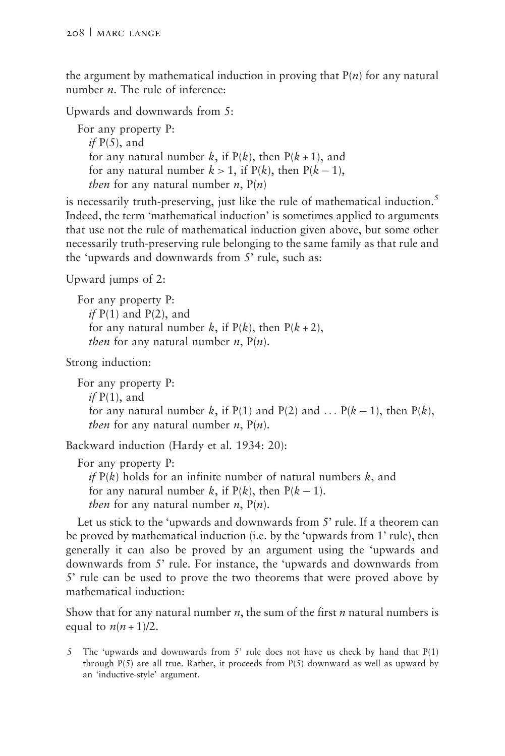the argument by mathematical induction in proving that $P(n)$ for any natural number $n$. The rule of inference:

Upwards and downwards from 5:

> For any property P:
> *if* $P(5)$, and
> for any natural number $k$, if $P(k)$, then $P(k+1)$, and
> for any natural number $k > 1$, if $P(k)$, then $P(k-1)$,
> *then* for any natural number $n$, $P(n)$

is necessarily truth-preserving, just like the rule of mathematical induction.[5] Indeed, the term 'mathematical induction' is sometimes applied to arguments that use not the rule of mathematical induction given above, but some other necessarily truth-preserving rule belonging to the same family as that rule and the 'upwards and downwards from 5' rule, such as:

Upward jumps of 2:

> For any property P:
> *if* $P(1)$ and $P(2)$, and
> for any natural number $k$, if $P(k)$, then $P(k+2)$,
> *then* for any natural number $n$, $P(n)$.

Strong induction:

> For any property P:
> *if* $P(1)$, and
> for any natural number $k$, if $P(1)$ and $P(2)$ and $\ldots$ $P(k-1)$, then $P(k)$,
> *then* for any natural number $n$, $P(n)$.

Backward induction (Hardy et al. 1934: 20):

> For any property P:
> *if* $P(k)$ holds for an infinite number of natural numbers $k$, and
> for any natural number $k$, if $P(k)$, then $P(k-1)$.
> *then* for any natural number $n$, $P(n)$.

Let us stick to the 'upwards and downwards from 5' rule. If a theorem can be proved by mathematical induction (i.e. by the 'upwards from 1' rule), then generally it can also be proved by an argument using the 'upwards and downwards from 5' rule. For instance, the 'upwards and downwards from 5' rule can be used to prove the two theorems that were proved above by mathematical induction:

Show that for any natural number $n$, the sum of the first $n$ natural numbers is equal to $n(n+1)/2$.

5 The 'upwards and downwards from 5' rule does not have us check by hand that $P(1)$ through $P(5)$ are all true. Rather, it proceeds from $P(5)$ downward as well as upward by an 'inductive-style' argument.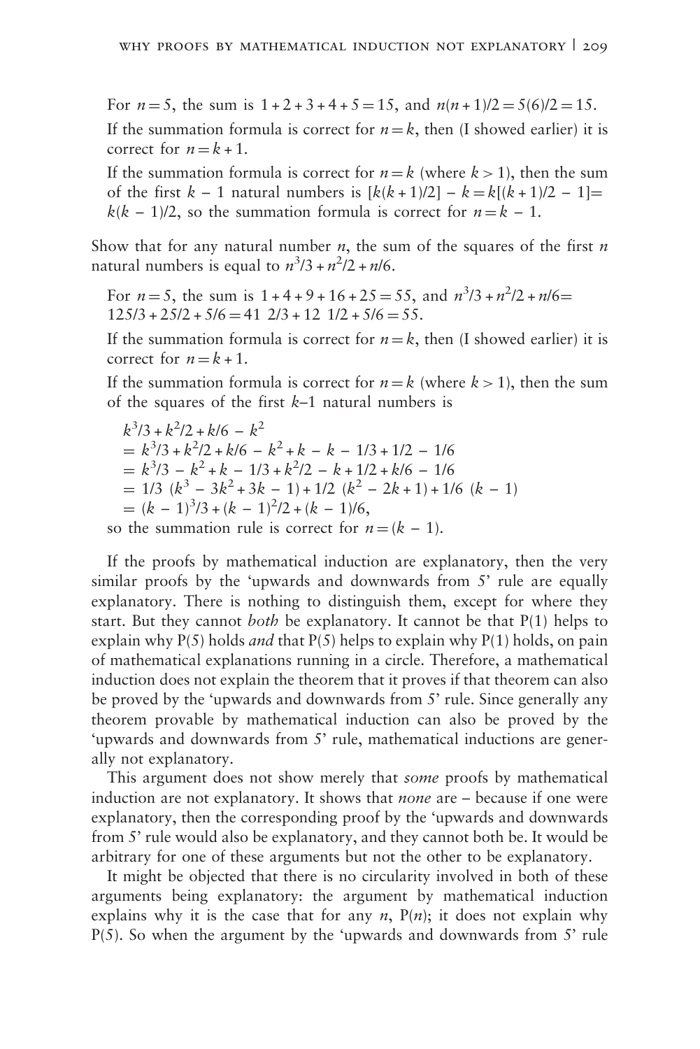For $n = 5$, the sum is $1 + 2 + 3 + 4 + 5 = 15$, and $n(n + 1)/2 = 5(6)/2 = 15$.

If the summation formula is correct for $n = k$, then (I showed earlier) it is correct for $n = k + 1$.

If the summation formula is correct for $n = k$ (where $k > 1$), then the sum of the first $k - 1$ natural numbers is $[k(k + 1)/2] - k = k[(k + 1)/2 - 1] = k(k - 1)/2$, so the summation formula is correct for $n = k - 1$.

Show that for any natural number $n$, the sum of the squares of the first $n$ natural numbers is equal to $n^3/3 + n^2/2 + n/6$.

For $n = 5$, the sum is $1 + 4 + 9 + 16 + 25 = 55$, and $n^3/3 + n^2/2 + n/6 = 125/3 + 25/2 + 5/6 = 41\ 2/3 + 12\ 1/2 + 5/6 = 55$.

If the summation formula is correct for $n = k$, then (I showed earlier) it is correct for $n = k + 1$.

If the summation formula is correct for $n = k$ (where $k > 1$), then the sum of the squares of the first $k$–1 natural numbers is

$$
\begin{aligned}
& k^3/3 + k^2/2 + k/6 - k^2 \\
&= k^3/3 + k^2/2 + k/6 - k^2 + k - k - 1/3 + 1/2 - 1/6 \\
&= k^3/3 - k^2 + k - 1/3 + k^2/2 - k + 1/2 + k/6 - 1/6 \\
&= 1/3\ (k^3 - 3k^2 + 3k - 1) + 1/2\ (k^2 - 2k + 1) + 1/6\ (k - 1) \\
&= (k - 1)^3/3 + (k - 1)^2/2 + (k - 1)/6,
\end{aligned}
$$

so the summation rule is correct for $n = (k - 1)$.

If the proofs by mathematical induction are explanatory, then the very similar proofs by the 'upwards and downwards from 5' rule are equally explanatory. There is nothing to distinguish them, except for where they start. But they cannot *both* be explanatory. It cannot be that P(1) helps to explain why P(5) holds *and* that P(5) helps to explain why P(1) holds, on pain of mathematical explanations running in a circle. Therefore, a mathematical induction does not explain the theorem that it proves if that theorem can also be proved by the 'upwards and downwards from 5' rule. Since generally any theorem provable by mathematical induction can also be proved by the 'upwards and downwards from 5' rule, mathematical inductions are generally not explanatory.

This argument does not show merely that *some* proofs by mathematical induction are not explanatory. It shows that *none* are – because if one were explanatory, then the corresponding proof by the 'upwards and downwards from 5' rule would also be explanatory, and they cannot both be. It would be arbitrary for one of these arguments but not the other to be explanatory.

It might be objected that there is no circularity involved in both of these arguments being explanatory: the argument by mathematical induction explains why it is the case that for any $n$, P($n$); it does not explain why P(5). So when the argument by the 'upwards and downwards from 5' rule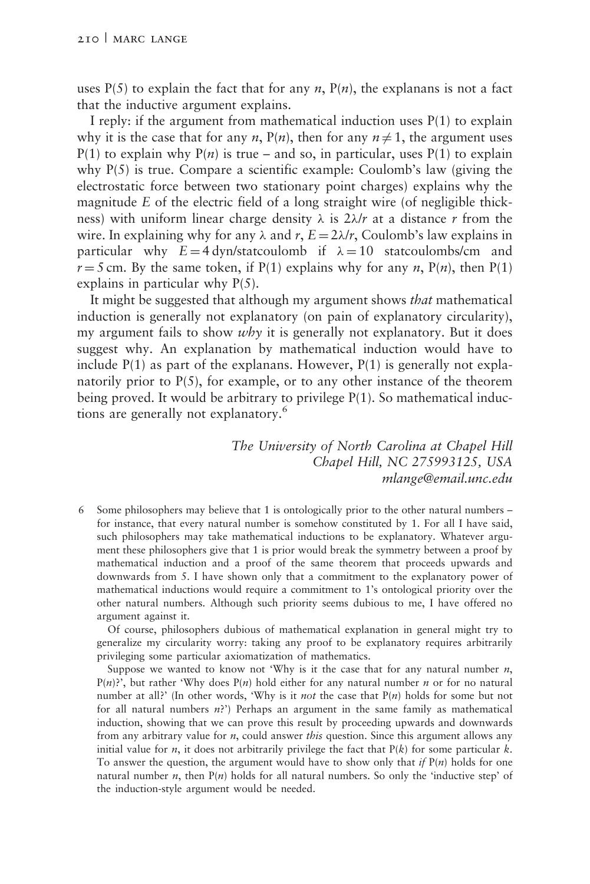uses P(5) to explain the fact that for any $n$, P($n$), the explanans is not a fact that the inductive argument explains.

I reply: if the argument from mathematical induction uses P(1) to explain why it is the case that for any $n$, P($n$), then for any $n \neq 1$, the argument uses P(1) to explain why P($n$) is true – and so, in particular, uses P(1) to explain why P(5) is true. Compare a scientific example: Coulomb's law (giving the electrostatic force between two stationary point charges) explains why the magnitude $E$ of the electric field of a long straight wire (of negligible thickness) with uniform linear charge density $\lambda$ is $2\lambda/r$ at a distance $r$ from the wire. In explaining why for any $\lambda$ and $r$, $E = 2\lambda/r$, Coulomb's law explains in particular why $E = 4$ dyn/statcoulomb if $\lambda = 10$ statcoulombs/cm and $r = 5$ cm. By the same token, if P(1) explains why for any $n$, P($n$), then P(1) explains in particular why P(5).

It might be suggested that although my argument shows *that* mathematical induction is generally not explanatory (on pain of explanatory circularity), my argument fails to show *why* it is generally not explanatory. But it does suggest why. An explanation by mathematical induction would have to include P(1) as part of the explanans. However, P(1) is generally not explanatorily prior to P(5), for example, or to any other instance of the theorem being proved. It would be arbitrary to privilege P(1). So mathematical inductions are generally not explanatory.[6]

*The University of North Carolina at Chapel Hill*
*Chapel Hill, NC 275993125, USA*
*mlange@email.unc.edu*

6 Some philosophers may believe that 1 is ontologically prior to the other natural numbers – for instance, that every natural number is somehow constituted by 1. For all I have said, such philosophers may take mathematical inductions to be explanatory. Whatever argument these philosophers give that 1 is prior would break the symmetry between a proof by mathematical induction and a proof of the same theorem that proceeds upwards and downwards from 5. I have shown only that a commitment to the explanatory power of mathematical inductions would require a commitment to 1's ontological priority over the other natural numbers. Although such priority seems dubious to me, I have offered no argument against it.

Of course, philosophers dubious of mathematical explanation in general might try to generalize my circularity worry: taking any proof to be explanatory requires arbitrarily privileging some particular axiomatization of mathematics.

Suppose we wanted to know not 'Why is it the case that for any natural number $n$, P($n$)?', but rather 'Why does P($n$) hold either for any natural number $n$ or for no natural number at all?' (In other words, 'Why is it *not* the case that P($n$) holds for some but not for all natural numbers $n$?') Perhaps an argument in the same family as mathematical induction, showing that we can prove this result by proceeding upwards and downwards from any arbitrary value for $n$, could answer *this* question. Since this argument allows any initial value for $n$, it does not arbitrarily privilege the fact that P($k$) for some particular $k$. To answer the question, the argument would have to show only that *if* P($n$) holds for one natural number $n$, then P($n$) holds for all natural numbers. So only the 'inductive step' of the induction-style argument would be needed.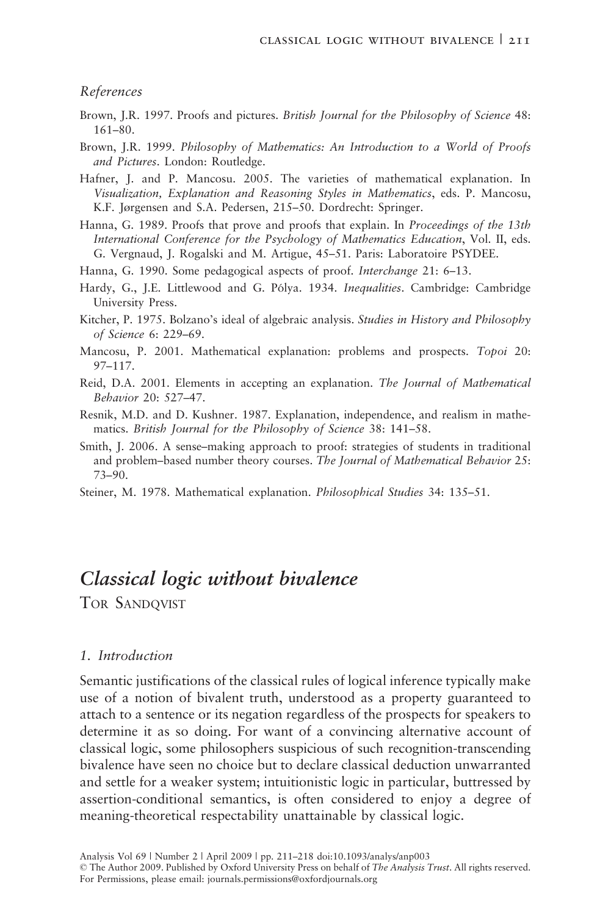*References*

Brown, J.R. 1997. Proofs and pictures. *British Journal for the Philosophy of Science* 48: 161–80.

Brown, J.R. 1999. *Philosophy of Mathematics: An Introduction to a World of Proofs and Pictures*. London: Routledge.

Hafner, J. and P. Mancosu. 2005. The varieties of mathematical explanation. In *Visualization, Explanation and Reasoning Styles in Mathematics*, eds. P. Mancosu, K.F. Jørgensen and S.A. Pedersen, 215–50. Dordrecht: Springer.

Hanna, G. 1989. Proofs that prove and proofs that explain. In *Proceedings of the 13th International Conference for the Psychology of Mathematics Education*, Vol. II, eds. G. Vergnaud, J. Rogalski and M. Artigue, 45–51. Paris: Laboratoire PSYDEE.

Hanna, G. 1990. Some pedagogical aspects of proof. *Interchange* 21: 6–13.

Hardy, G., J.E. Littlewood and G. Pólya. 1934. *Inequalities*. Cambridge: Cambridge University Press.

Kitcher, P. 1975. Bolzano's ideal of algebraic analysis. *Studies in History and Philosophy of Science* 6: 229–69.

Mancosu, P. 2001. Mathematical explanation: problems and prospects. *Topoi* 20: 97–117.

Reid, D.A. 2001. Elements in accepting an explanation. *The Journal of Mathematical Behavior* 20: 527–47.

Resnik, M.D. and D. Kushner. 1987. Explanation, independence, and realism in mathematics. *British Journal for the Philosophy of Science* 38: 141–58.

Smith, J. 2006. A sense–making approach to proof: strategies of students in traditional and problem–based number theory courses. *The Journal of Mathematical Behavior* 25: 73–90.

Steiner, M. 1978. Mathematical explanation. *Philosophical Studies* 34: 135–51.

# *Classical logic without bivalence*

Tor Sandqvist

## 1. *Introduction*

Semantic justifications of the classical rules of logical inference typically make use of a notion of bivalent truth, understood as a property guaranteed to attach to a sentence or its negation regardless of the prospects for speakers to determine it as so doing. For want of a convincing alternative account of classical logic, some philosophers suspicious of such recognition-transcending bivalence have seen no choice but to declare classical deduction unwarranted and settle for a weaker system; intuitionistic logic in particular, buttressed by assertion-conditional semantics, is often considered to enjoy a degree of meaning-theoretical respectability unattainable by classical logic.

Analysis Vol 69 | Number 2 | April 2009 | pp. 211–218 doi:10.1093/analys/anp003
© The Author 2009. Published by Oxford University Press on behalf of *The Analysis Trust*. All rights reserved. For Permissions, please email: journals.permissions@oxfordjournals.org